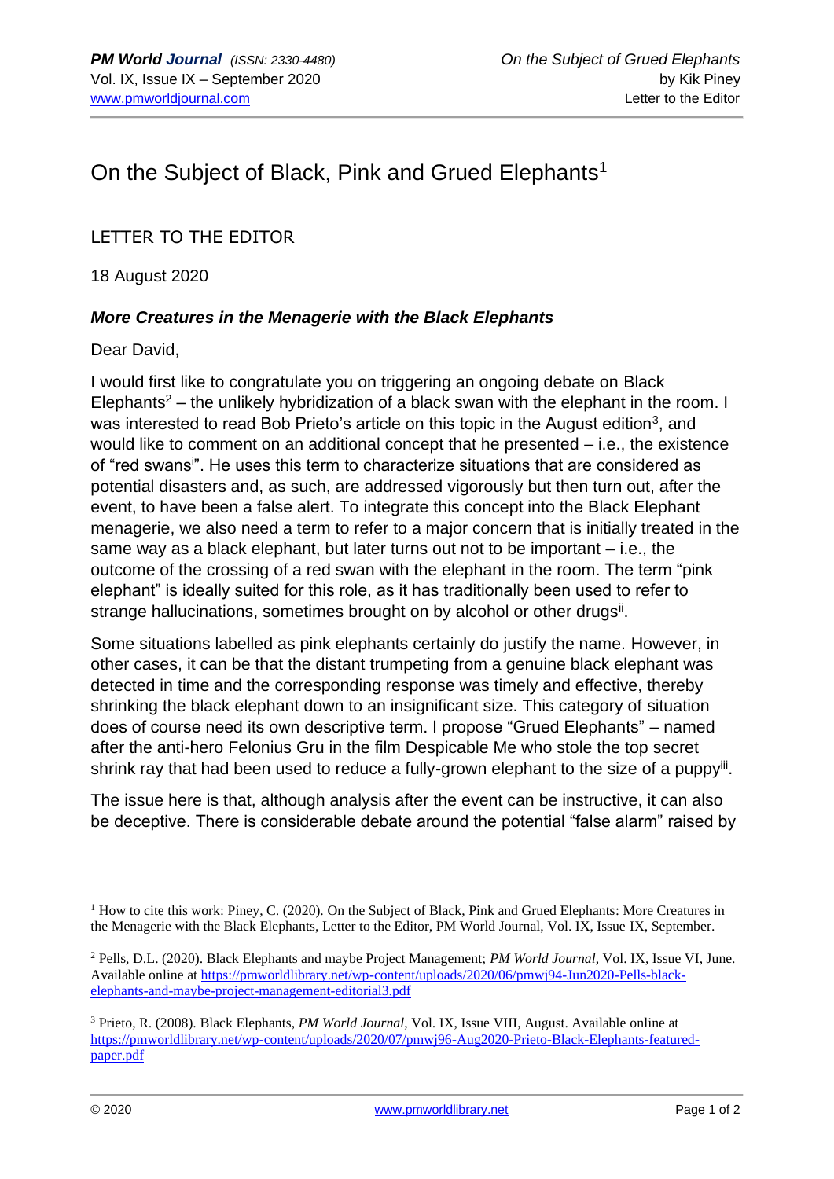# On the Subject of Black, Pink and Grued Elephants[1]

LETTER TO THE EDITOR

18 August 2020

### *More Creatures in the Menagerie with the Black Elephants*

Dear David,

I would first like to congratulate you on triggering an ongoing debate on Black Elephants[2] – the unlikely hybridization of a black swan with the elephant in the room. I was interested to read Bob Prieto's article on this topic in the August edition[3], and would like to comment on an additional concept that he presented – i.e., the existence of "red swans[i]". He uses this term to characterize situations that are considered as potential disasters and, as such, are addressed vigorously but then turn out, after the event, to have been a false alert. To integrate this concept into the Black Elephant menagerie, we also need a term to refer to a major concern that is initially treated in the same way as a black elephant, but later turns out not to be important – i.e., the outcome of the crossing of a red swan with the elephant in the room. The term "pink elephant" is ideally suited for this role, as it has traditionally been used to refer to strange hallucinations, sometimes brought on by alcohol or other drugs[ii].

Some situations labelled as pink elephants certainly do justify the name. However, in other cases, it can be that the distant trumpeting from a genuine black elephant was detected in time and the corresponding response was timely and effective, thereby shrinking the black elephant down to an insignificant size. This category of situation does of course need its own descriptive term. I propose "Grued Elephants" – named after the anti-hero Felonius Gru in the film Despicable Me who stole the top secret shrink ray that had been used to reduce a fully-grown elephant to the size of a puppy[iii].

The issue here is that, although analysis after the event can be instructive, it can also be deceptive. There is considerable debate around the potential "false alarm" raised by

---

[1] How to cite this work: Piney, C. (2020). On the Subject of Black, Pink and Grued Elephants: More Creatures in the Menagerie with the Black Elephants, Letter to the Editor, PM World Journal, Vol. IX, Issue IX, September.

[2] Pells, D.L. (2020). Black Elephants and maybe Project Management; *PM World Journal*, Vol. IX, Issue VI, June. Available online at https://pmworldlibrary.net/wp-content/uploads/2020/06/pmwj94-Jun2020-Pells-black-elephants-and-maybe-project-management-editorial3.pdf

[3] Prieto, R. (2008). Black Elephants, *PM World Journal*, Vol. IX, Issue VIII, August. Available online at https://pmworldlibrary.net/wp-content/uploads/2020/07/pmwj96-Aug2020-Prieto-Black-Elephants-featured-paper.pdf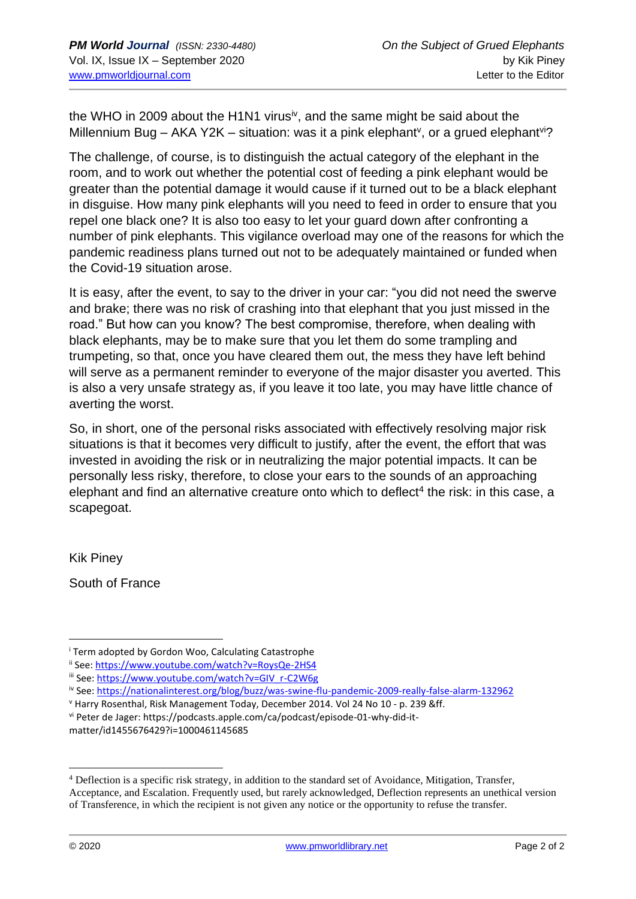the WHO in 2009 about the H1N1 virus[iv], and the same might be said about the Millennium Bug – AKA Y2K – situation: was it a pink elephant[v], or a grued elephant[vi]?

The challenge, of course, is to distinguish the actual category of the elephant in the room, and to work out whether the potential cost of feeding a pink elephant would be greater than the potential damage it would cause if it turned out to be a black elephant in disguise. How many pink elephants will you need to feed in order to ensure that you repel one black one? It is also too easy to let your guard down after confronting a number of pink elephants. This vigilance overload may one of the reasons for which the pandemic readiness plans turned out not to be adequately maintained or funded when the Covid-19 situation arose.

It is easy, after the event, to say to the driver in your car: "you did not need the swerve and brake; there was no risk of crashing into that elephant that you just missed in the road." But how can you know? The best compromise, therefore, when dealing with black elephants, may be to make sure that you let them do some trampling and trumpeting, so that, once you have cleared them out, the mess they have left behind will serve as a permanent reminder to everyone of the major disaster you averted. This is also a very unsafe strategy as, if you leave it too late, you may have little chance of averting the worst.

So, in short, one of the personal risks associated with effectively resolving major risk situations is that it becomes very difficult to justify, after the event, the effort that was invested in avoiding the risk or in neutralizing the major potential impacts. It can be personally less risky, therefore, to close your ears to the sounds of an approaching elephant and find an alternative creature onto which to deflect[4] the risk: in this case, a scapegoat.

Kik Piney

South of France

---

[i] Term adopted by Gordon Woo, Calculating Catastrophe

[ii] See: https://www.youtube.com/watch?v=RoysQe-2HS4

[iii] See: https://www.youtube.com/watch?v=GIV_r-C2W6g

[iv] See: https://nationalinterest.org/blog/buzz/was-swine-flu-pandemic-2009-really-false-alarm-132962

[v] Harry Rosenthal, Risk Management Today, December 2014. Vol 24 No 10 - p. 239 &ff.

[vi] Peter de Jager: https://podcasts.apple.com/ca/podcast/episode-01-why-did-it-matter/id1455676429?i=1000461145685

---

[4] Deflection is a specific risk strategy, in addition to the standard set of Avoidance, Mitigation, Transfer, Acceptance, and Escalation. Frequently used, but rarely acknowledged, Deflection represents an unethical version of Transference, in which the recipient is not given any notice or the opportunity to refuse the transfer.